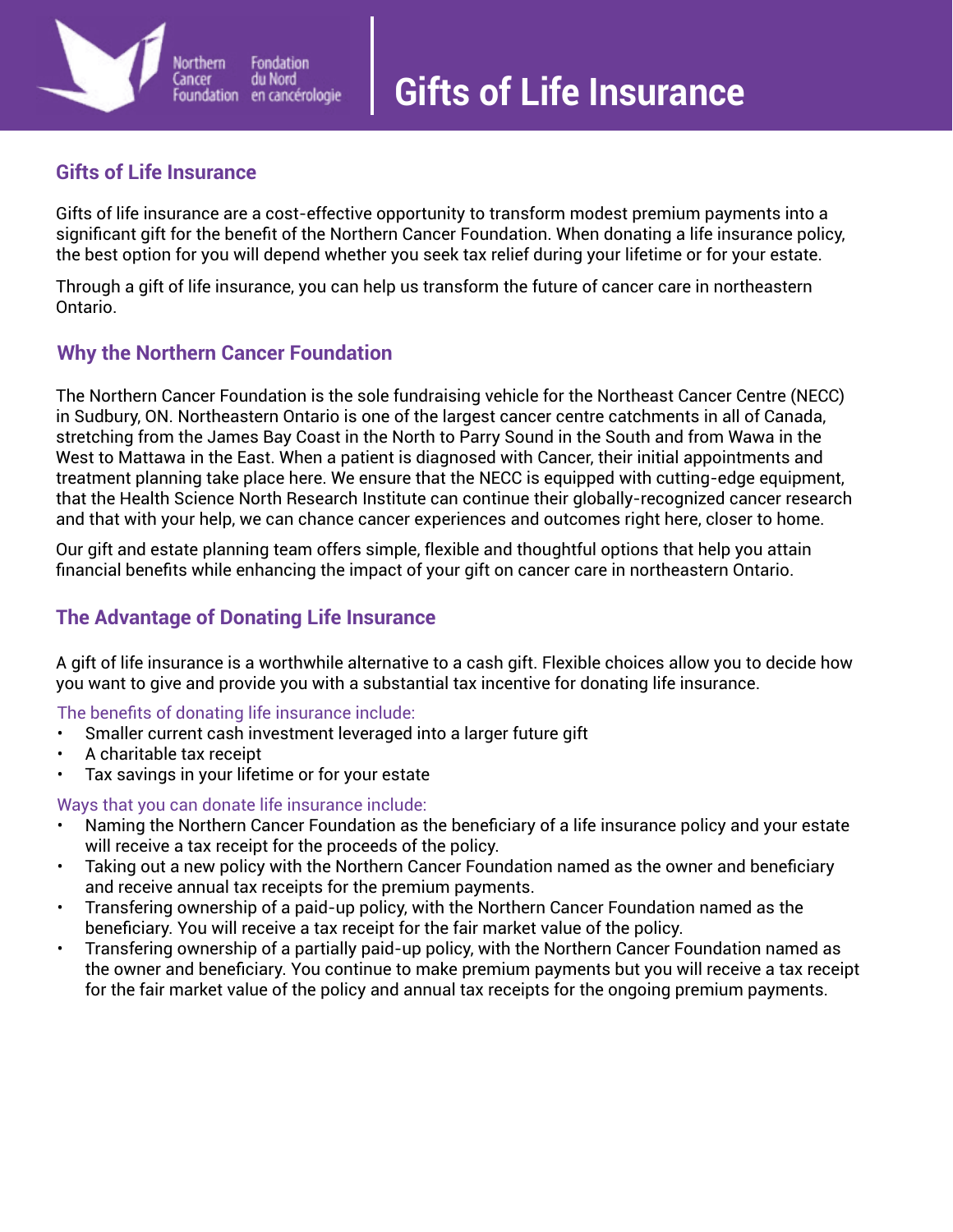# Gifts of Life Insurance

## Gifts of Life Insurance

Gifts of life insurance are a cost-effective opportunity to transform modest premium payments into a significant gift for the benefit of the Northern Cancer Foundation. When donating a life insurance policy, the best option for you will depend whether you seek tax relief during your lifetime or for your estate.

Through a gift of life insurance, you can help us transform the future of cancer care in northeastern Ontario.

## Why the Northern Cancer Foundation

The Northern Cancer Foundation is the sole fundraising vehicle for the Northeast Cancer Centre (NECC) in Sudbury, ON. Northeastern Ontario is one of the largest cancer centre catchments in all of Canada, stretching from the James Bay Coast in the North to Parry Sound in the South and from Wawa in the West to Mattawa in the East. When a patient is diagnosed with Cancer, their initial appointments and treatment planning take place here. We ensure that the NECC is equipped with cutting-edge equipment, that the Health Science North Research Institute can continue their globally-recognized cancer research and that with your help, we can chance cancer experiences and outcomes right here, closer to home.

Our gift and estate planning team offers simple, flexible and thoughtful options that help you attain financial benefits while enhancing the impact of your gift on cancer care in northeastern Ontario.

## The Advantage of Donating Life Insurance

A gift of life insurance is a worthwhile alternative to a cash gift. Flexible choices allow you to decide how you want to give and provide you with a substantial tax incentive for donating life insurance.

The benefits of donating life insurance include:

- Smaller current cash investment leveraged into a larger future gift
- A charitable tax receipt
- Tax savings in your lifetime or for your estate

Ways that you can donate life insurance include:

- Naming the Northern Cancer Foundation as the beneficiary of a life insurance policy and your estate will receive a tax receipt for the proceeds of the policy.
- Taking out a new policy with the Northern Cancer Foundation named as the owner and beneficiary and receive annual tax receipts for the premium payments.
- Transfering ownership of a paid-up policy, with the Northern Cancer Foundation named as the beneficiary. You will receive a tax receipt for the fair market value of the policy.
- Transfering ownership of a partially paid-up policy, with the Northern Cancer Foundation named as the owner and beneficiary. You continue to make premium payments but you will receive a tax receipt for the fair market value of the policy and annual tax receipts for the ongoing premium payments.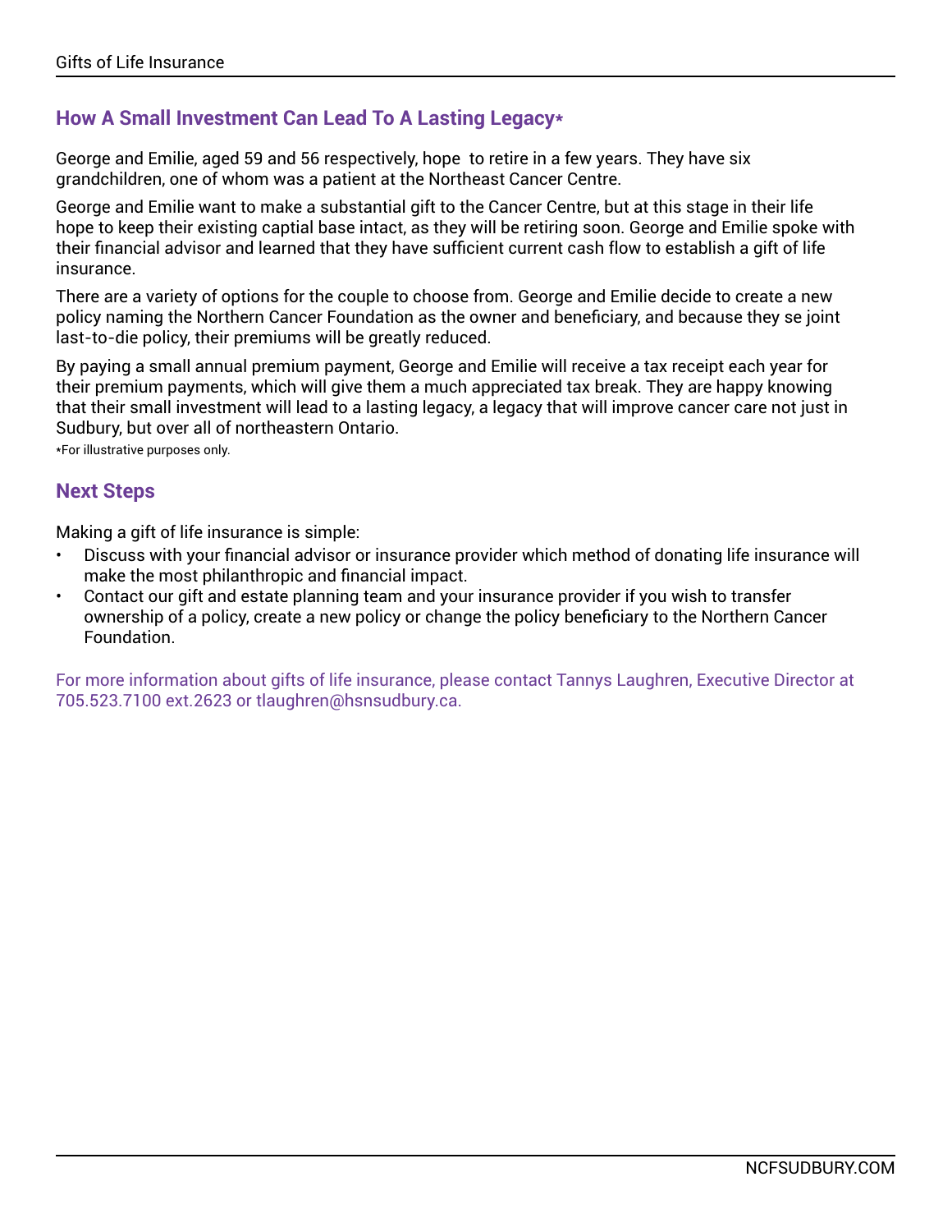## How A Small Investment Can Lead To A Lasting Legacy*

George and Emilie, aged 59 and 56 respectively, hope to retire in a few years. They have six grandchildren, one of whom was a patient at the Northeast Cancer Centre.

George and Emilie want to make a substantial gift to the Cancer Centre, but at this stage in their life hope to keep their existing captial base intact, as they will be retiring soon. George and Emilie spoke with their financial advisor and learned that they have sufficient current cash flow to establish a gift of life insurance.

There are a variety of options for the couple to choose from. George and Emilie decide to create a new policy naming the Northern Cancer Foundation as the owner and beneficiary, and because they se joint last-to-die policy, their premiums will be greatly reduced.

By paying a small annual premium payment, George and Emilie will receive a tax receipt each year for their premium payments, which will give them a much appreciated tax break. They are happy knowing that their small investment will lead to a lasting legacy, a legacy that will improve cancer care not just in Sudbury, but over all of northeastern Ontario.

*For illustrative purposes only.

## Next Steps

Making a gift of life insurance is simple:

- Discuss with your financial advisor or insurance provider which method of donating life insurance will make the most philanthropic and financial impact.
- Contact our gift and estate planning team and your insurance provider if you wish to transfer ownership of a policy, create a new policy or change the policy beneficiary to the Northern Cancer Foundation.

For more information about gifts of life insurance, please contact Tannys Laughren, Executive Director at 705.523.7100 ext.2623 or tlaughren@hsnsudbury.ca.